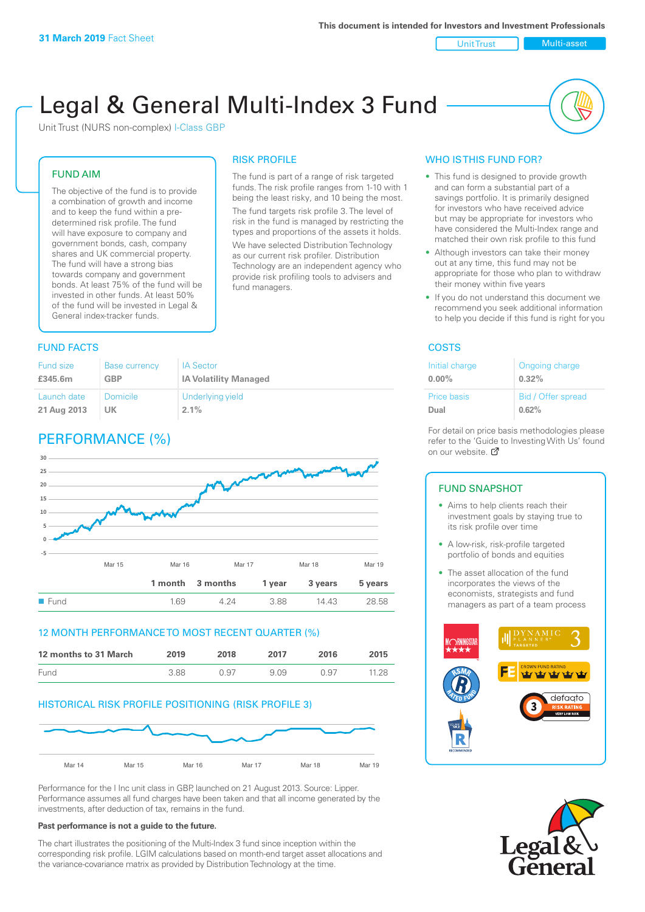**31 March 2019** Fact Sheet

This document is intended for Investors and Investment Professionals

Unit Trust | Multi-asset

# Legal & General Multi-Index 3 Fund

Unit Trust (NURS non-complex) I-Class GBP

## FUND AIM

The objective of the fund is to provide a combination of growth and income and to keep the fund within a pre-determined risk profile. The fund will have exposure to company and government bonds, cash, company shares and UK commercial property. The fund will have a strong bias towards company and government bonds. At least 75% of the fund will be invested in other funds. At least 50% of the fund will be invested in Legal & General index-tracker funds.

## RISK PROFILE

The fund is part of a range of risk targeted funds. The risk profile ranges from 1-10 with 1 being the least risky, and 10 being the most.

The fund targets risk profile 3. The level of risk in the fund is managed by restricting the types and proportions of the assets it holds.

We have selected Distribution Technology as our current risk profiler. Distribution Technology are an independent agency who provide risk profiling tools to advisers and fund managers.

## WHO IS THIS FUND FOR?

- This fund is designed to provide growth and can form a substantial part of a savings portfolio. It is primarily designed for investors who have received advice but may be appropriate for investors who have considered the Multi-Index range and matched their own risk profile to this fund
- Although investors can take their money out at any time, this fund may not be appropriate for those who plan to withdraw their money within five years
- If you do not understand this document we recommend you seek additional information to help you decide if this fund is right for you

## FUND FACTS

| Fund size | Base currency | IA Sector |
|---|---|---|
| **£345.6m** | **GBP** | **IA Volatility Managed** |
| **Launch date** | **Domicile** | **Underlying yield** |
| **21 Aug 2013** | **UK** | **2.1%** |

## COSTS

| Initial charge | Ongoing charge |
|---|---|
| **0.00%** | **0.32%** |
| **Price basis** | **Bid / Offer spread** |
| **Dual** | **0.62%** |

For detail on price basis methodologies please refer to the 'Guide to Investing With Us' found on our website.

## PERFORMANCE (%)

| | 1 month | 3 months | 1 year | 3 years | 5 years |
|---|---|---|---|---|---|
| Fund | 1.69 | 4.24 | 3.88 | 14.43 | 28.58 |

## 12 MONTH PERFORMANCE TO MOST RECENT QUARTER (%)

| 12 months to 31 March | 2019 | 2018 | 2017 | 2016 | 2015 |
|---|---|---|---|---|---|
| Fund | 3.88 | 0.97 | 9.09 | 0.97 | 11.28 |

## HISTORICAL RISK PROFILE POSITIONING (RISK PROFILE 3)

Performance for the I Inc unit class in GBP, launched on 21 August 2013. Source: Lipper. Performance assumes all fund charges have been taken and that all income generated by the investments, after deduction of tax, remains in the fund.

**Past performance is not a guide to the future.**

The chart illustrates the positioning of the Multi-Index 3 fund since inception within the corresponding risk profile. LGIM calculations based on month-end target asset allocations and the variance-covariance matrix as provided by Distribution Technology at the time.

## FUND SNAPSHOT

- Aims to help clients reach their investment goals by staying true to its risk profile over time
- A low-risk, risk-profile targeted portfolio of bonds and equities
- The asset allocation of the fund incorporates the views of the economists, strategists and fund managers as part of a team process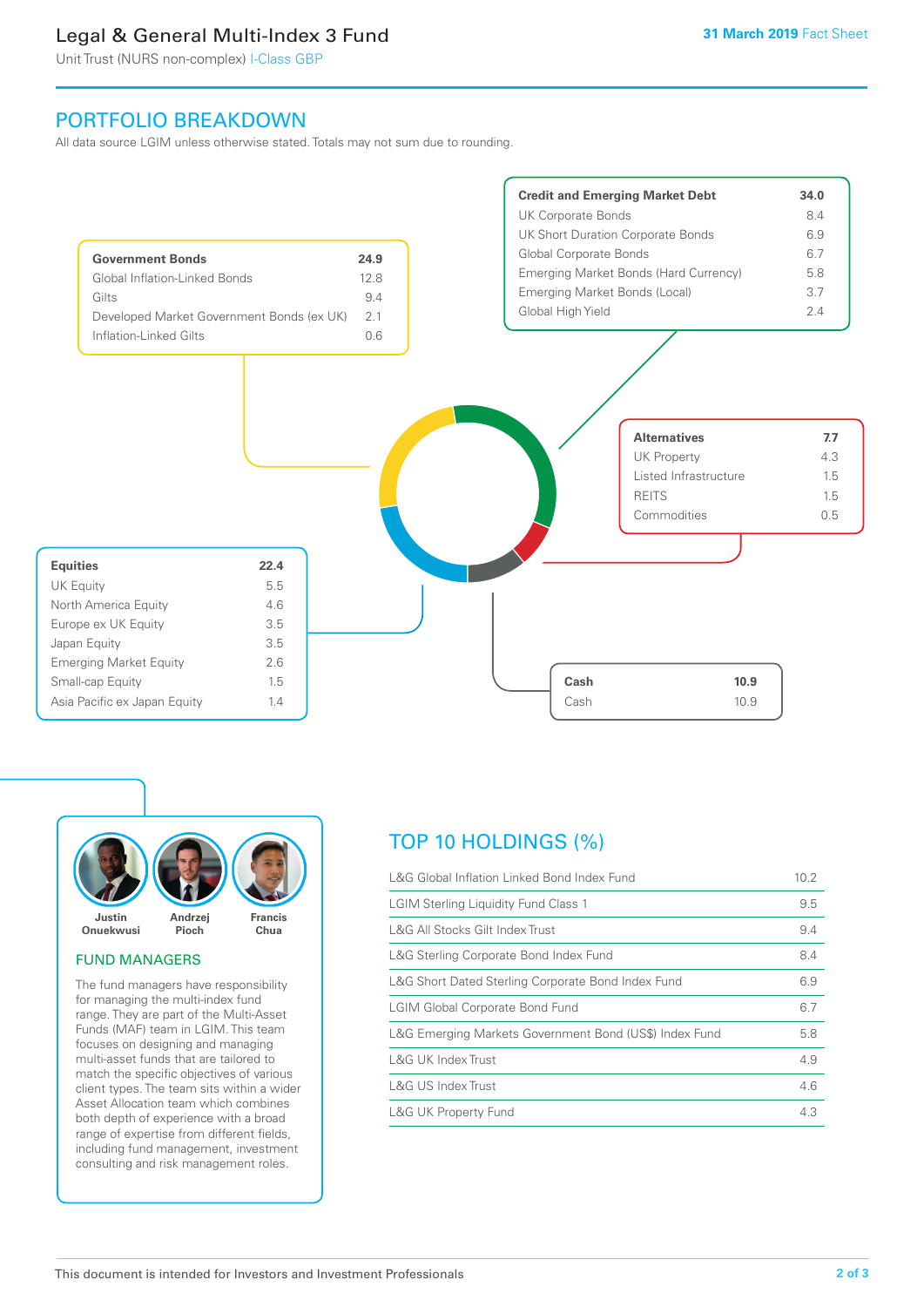# Legal & General Multi-Index 3 Fund

Unit Trust (NURS non-complex) I-Class GBP

31 March 2019 Fact Sheet

## PORTFOLIO BREAKDOWN

All data source LGIM unless otherwise stated. Totals may not sum due to rounding.

| **Government Bonds** | **24.9** |
|---|---|
| Global Inflation-Linked Bonds | 12.8 |
| Gilts | 9.4 |
| Developed Market Government Bonds (ex UK) | 2.1 |
| Inflation-Linked Gilts | 0.6 |

| **Credit and Emerging Market Debt** | **34.0** |
|---|---|
| UK Corporate Bonds | 8.4 |
| UK Short Duration Corporate Bonds | 6.9 |
| Global Corporate Bonds | 6.7 |
| Emerging Market Bonds (Hard Currency) | 5.8 |
| Emerging Market Bonds (Local) | 3.7 |
| Global High Yield | 2.4 |

| **Alternatives** | **7.7** |
|---|---|
| UK Property | 4.3 |
| Listed Infrastructure | 1.5 |
| REITS | 1.5 |
| Commodities | 0.5 |

| **Equities** | **22.4** |
|---|---|
| UK Equity | 5.5 |
| North America Equity | 4.6 |
| Europe ex UK Equity | 3.5 |
| Japan Equity | 3.5 |
| Emerging Market Equity | 2.6 |
| Small-cap Equity | 1.5 |
| Asia Pacific ex Japan Equity | 1.4 |

| **Cash** | **10.9** |
|---|---|
| Cash | 10.9 |

Justin Onuekwusi, Andrzej Pioch, Francis Chua

## FUND MANAGERS

The fund managers have responsibility for managing the multi-index fund range. They are part of the Multi-Asset Funds (MAF) team in LGIM. This team focuses on designing and managing multi-asset funds that are tailored to match the specific objectives of various client types. The team sits within a wider Asset Allocation team which combines both depth of experience with a broad range of expertise from different fields, including fund management, investment consulting and risk management roles.

## TOP 10 HOLDINGS (%)

| Holding | % |
|---|---|
| L&G Global Inflation Linked Bond Index Fund | 10.2 |
| LGIM Sterling Liquidity Fund Class 1 | 9.5 |
| L&G All Stocks Gilt Index Trust | 9.4 |
| L&G Sterling Corporate Bond Index Fund | 8.4 |
| L&G Short Dated Sterling Corporate Bond Index Fund | 6.9 |
| LGIM Global Corporate Bond Fund | 6.7 |
| L&G Emerging Markets Government Bond (US$) Index Fund | 5.8 |
| L&G UK Index Trust | 4.9 |
| L&G US Index Trust | 4.6 |
| L&G UK Property Fund | 4.3 |

This document is intended for Investors and Investment Professionals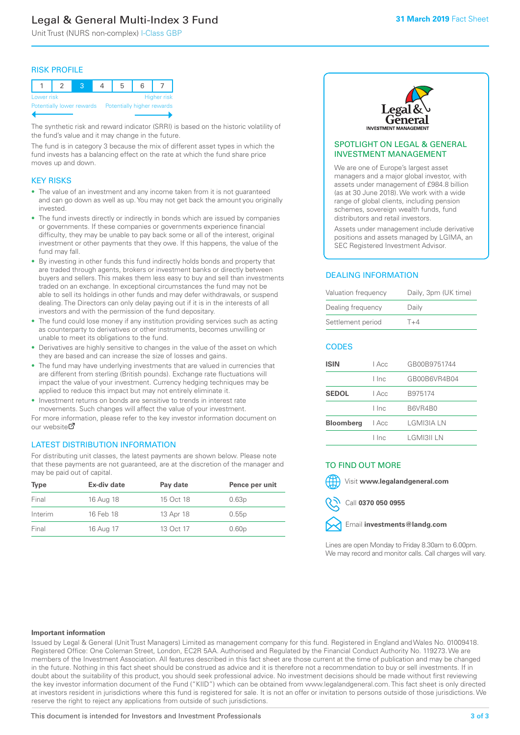# Legal & General Multi-Index 3 Fund

Unit Trust (NURS non-complex) I-Class GBP

31 March 2019 Fact Sheet

## RISK PROFILE

| 1 | 2 | 3 | 4 | 5 | 6 | 7 |
|---|---|---|---|---|---|---|

Lower risk — Higher risk

Potentially lower rewards — Potentially higher rewards

The synthetic risk and reward indicator (SRRI) is based on the historic volatility of the fund's value and it may change in the future.

The fund is in category 3 because the mix of different asset types in which the fund invests has a balancing effect on the rate at which the fund share price moves up and down.

## KEY RISKS

- The value of an investment and any income taken from it is not guaranteed and can go down as well as up. You may not get back the amount you originally invested.
- The fund invests directly or indirectly in bonds which are issued by companies or governments. If these companies or governments experience financial difficulty, they may be unable to pay back some or all of the interest, original investment or other payments that they owe. If this happens, the value of the fund may fall.
- By investing in other funds this fund indirectly holds bonds and property that are traded through agents, brokers or investment banks or directly between buyers and sellers. This makes them less easy to buy and sell than investments traded on an exchange. In exceptional circumstances the fund may not be able to sell its holdings in other funds and may defer withdrawals, or suspend dealing. The Directors can only delay paying out if it is in the interests of all investors and with the permission of the fund depositary.
- The fund could lose money if any institution providing services such as acting as counterparty to derivatives or other instruments, becomes unwilling or unable to meet its obligations to the fund.
- Derivatives are highly sensitive to changes in the value of the asset on which they are based and can increase the size of losses and gains.
- The fund may have underlying investments that are valued in currencies that are different from sterling (British pounds). Exchange rate fluctuations will impact the value of your investment. Currency hedging techniques may be applied to reduce this impact but may not entirely eliminate it.
- Investment returns on bonds are sensitive to trends in interest rate movements. Such changes will affect the value of your investment.

For more information, please refer to the key investor information document on our website

## LATEST DISTRIBUTION INFORMATION

For distributing unit classes, the latest payments are shown below. Please note that these payments are not guaranteed, are at the discretion of the manager and may be paid out of capital.

| Type | Ex-div date | Pay date | Pence per unit |
|---|---|---|---|
| Final | 16 Aug 18 | 15 Oct 18 | 0.63p |
| Interim | 16 Feb 18 | 13 Apr 18 | 0.55p |
| Final | 16 Aug 17 | 13 Oct 17 | 0.60p |

## SPOTLIGHT ON LEGAL & GENERAL INVESTMENT MANAGEMENT

We are one of Europe's largest asset managers and a major global investor, with assets under management of £984.8 billion (as at 30 June 2018). We work with a wide range of global clients, including pension schemes, sovereign wealth funds, fund distributors and retail investors.

Assets under management include derivative positions and assets managed by LGIMA, an SEC Registered Investment Advisor.

## DEALING INFORMATION

| | |
|---|---|
| Valuation frequency | Daily, 3pm (UK time) |
| Dealing frequency | Daily |
| Settlement period | T+4 |

## CODES

| | | |
|---|---|---|
| **ISIN** | I Acc | GB00B9751744 |
| | I Inc | GB00B6VR4B04 |
| **SEDOL** | I Acc | B975174 |
| | I Inc | B6VR4B0 |
| **Bloomberg** | I Acc | LGMI3IA LN |
| | I Inc | LGMI3II LN |

## TO FIND OUT MORE

Visit **www.legalandgeneral.com**

Call **0370 050 0955**

Email **investments@landg.com**

Lines are open Monday to Friday 8.30am to 6.00pm. We may record and monitor calls. Call charges will vary.

**Important information**

Issued by Legal & General (Unit Trust Managers) Limited as management company for this fund. Registered in England and Wales No. 01009418. Registered Office: One Coleman Street, London, EC2R 5AA. Authorised and Regulated by the Financial Conduct Authority No. 119273. We are members of the Investment Association. All features described in this fact sheet are those current at the time of publication and may be changed in the future. Nothing in this fact sheet should be construed as advice and it is therefore not a recommendation to buy or sell investments. If in doubt about the suitability of this product, you should seek professional advice. No investment decisions should be made without first reviewing the key investor information document of the Fund ("KIID") which can be obtained from www.legalandgeneral.com. This fact sheet is only directed at investors resident in jurisdictions where this fund is registered for sale. It is not an offer or invitation to persons outside of those jurisdictions. We reserve the right to reject any applications from outside of such jurisdictions.

This document is intended for Investors and Investment Professionals